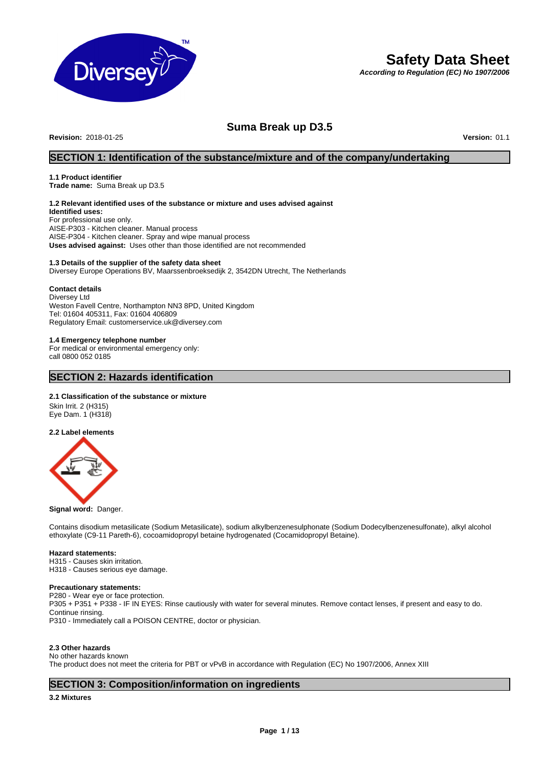# Safety Data Sheet

*According to Regulation (EC) No 1907/2006*

## Suma Break up D3.5

**Revision:** 2018-01-25 **Version:** 01.1

## SECTION 1: Identification of the substance/mixture and of the company/undertaking

### 1.1 Product identifier

**Trade name:** Suma Break up D3.5

### 1.2 Relevant identified uses of the substance or mixture and uses advised against

**Identified uses:**
For professional use only.
AISE-P303 - Kitchen cleaner. Manual process
AISE-P304 - Kitchen cleaner. Spray and wipe manual process
**Uses advised against:** Uses other than those identified are not recommended

### 1.3 Details of the supplier of the safety data sheet

Diversey Europe Operations BV, Maarssenbroeksedijk 2, 3542DN Utrecht, The Netherlands

**Contact details**
Diversey Ltd
Weston Favell Centre, Northampton NN3 8PD, United Kingdom
Tel: 01604 405311, Fax: 01604 406809
Regulatory Email: customerservice.uk@diversey.com

### 1.4 Emergency telephone number

For medical or environmental emergency only:
call 0800 052 0185

## SECTION 2: Hazards identification

### 2.1 Classification of the substance or mixture

Skin Irrit. 2 (H315)
Eye Dam. 1 (H318)

### 2.2 Label elements

**Signal word:** Danger.

Contains disodium metasilicate (Sodium Metasilicate), sodium alkylbenzenesulphonate (Sodium Dodecylbenzenesulfonate), alkyl alcohol ethoxylate (C9-11 Pareth-6), cocoamidopropyl betaine hydrogenated (Cocamidopropyl Betaine).

**Hazard statements:**
H315 - Causes skin irritation.
H318 - Causes serious eye damage.

**Precautionary statements:**
P280 - Wear eye or face protection.
P305 + P351 + P338 - IF IN EYES: Rinse cautiously with water for several minutes. Remove contact lenses, if present and easy to do. Continue rinsing.
P310 - Immediately call a POISON CENTRE, doctor or physician.

### 2.3 Other hazards

No other hazards known
The product does not meet the criteria for PBT or vPvB in accordance with Regulation (EC) No 1907/2006, Annex XIII

## SECTION 3: Composition/information on ingredients

### 3.2 Mixtures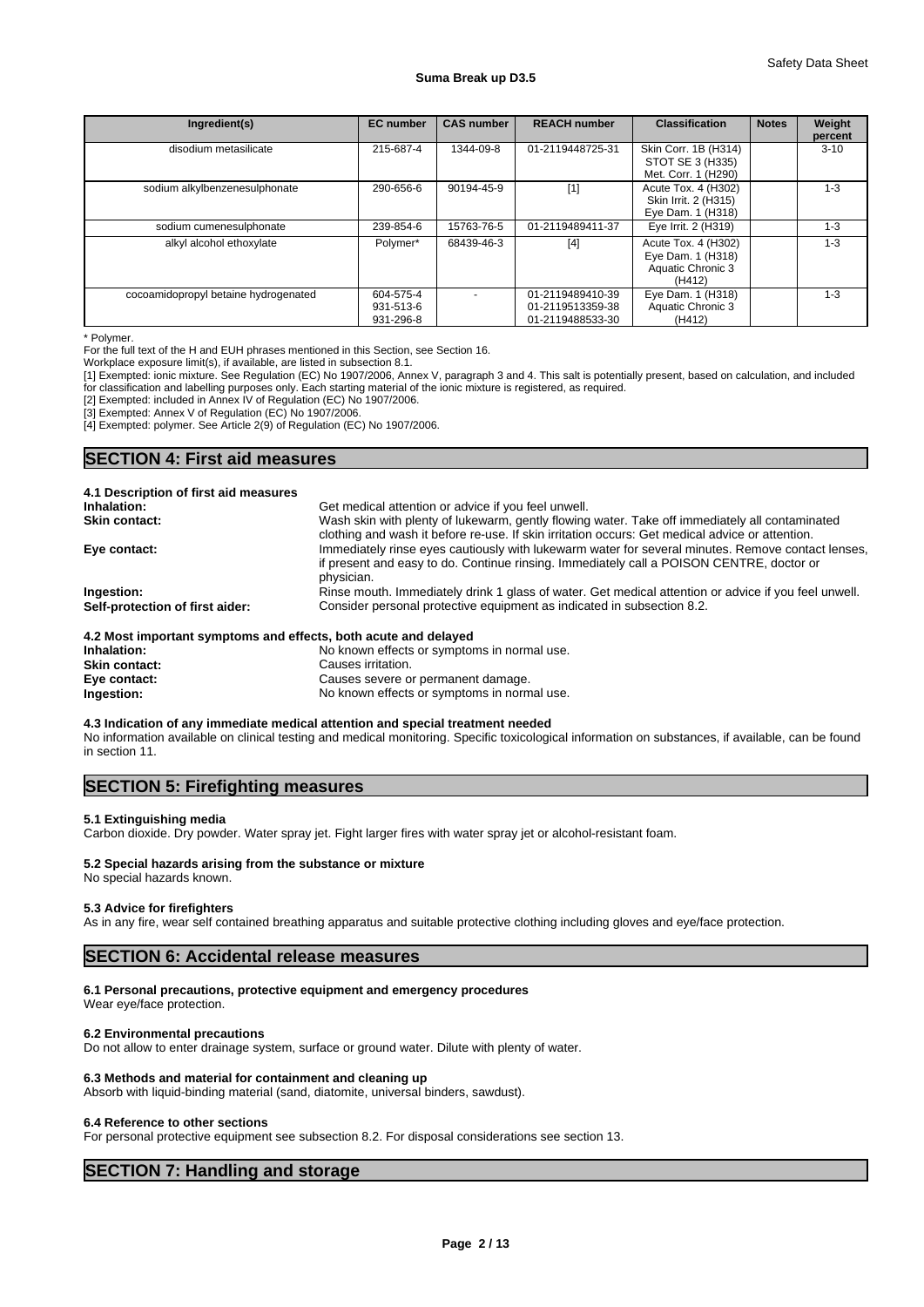| Ingredient(s) | EC number | CAS number | REACH number | Classification | Notes | Weight percent |
|---|---|---|---|---|---|---|
| disodium metasilicate | 215-687-4 | 1344-09-8 | 01-2119448725-31 | Skin Corr. 1B (H314)<br>STOT SE 3 (H335)<br>Met. Corr. 1 (H290) | | 3-10 |
| sodium alkylbenzenesulphonate | 290-656-6 | 90194-45-9 | [1] | Acute Tox. 4 (H302)<br>Skin Irrit. 2 (H315)<br>Eye Dam. 1 (H318) | | 1-3 |
| sodium cumenesulphonate | 239-854-6 | 15763-76-5 | 01-2119489411-37 | Eye Irrit. 2 (H319) | | 1-3 |
| alkyl alcohol ethoxylate | Polymer* | 68439-46-3 | [4] | Acute Tox. 4 (H302)<br>Eye Dam. 1 (H318)<br>Aquatic Chronic 3 (H412) | | 1-3 |
| cocoamidopropyl betaine hydrogenated | 604-575-4<br>931-513-6<br>931-296-8 | - | 01-2119489410-39<br>01-2119513359-38<br>01-2119488533-30 | Eye Dam. 1 (H318)<br>Aquatic Chronic 3 (H412) | | 1-3 |

* Polymer.

For the full text of the H and EUH phrases mentioned in this Section, see Section 16.

Workplace exposure limit(s), if available, are listed in subsection 8.1.

[1] Exempted: ionic mixture. See Regulation (EC) No 1907/2006, Annex V, paragraph 3 and 4. This salt is potentially present, based on calculation, and included for classification and labelling purposes only. Each starting material of the ionic mixture is registered, as required.

[2] Exempted: included in Annex IV of Regulation (EC) No 1907/2006.

[3] Exempted: Annex V of Regulation (EC) No 1907/2006.

[4] Exempted: polymer. See Article 2(9) of Regulation (EC) No 1907/2006.

## SECTION 4: First aid measures

### 4.1 Description of first aid measures

**Inhalation:** Get medical attention or advice if you feel unwell.

**Skin contact:** Wash skin with plenty of lukewarm, gently flowing water. Take off immediately all contaminated clothing and wash it before re-use. If skin irritation occurs: Get medical advice or attention.

**Eye contact:** Immediately rinse eyes cautiously with lukewarm water for several minutes. Remove contact lenses, if present and easy to do. Continue rinsing. Immediately call a POISON CENTRE, doctor or physician.

**Ingestion:** Rinse mouth. Immediately drink 1 glass of water. Get medical attention or advice if you feel unwell.

**Self-protection of first aider:** Consider personal protective equipment as indicated in subsection 8.2.

### 4.2 Most important symptoms and effects, both acute and delayed

**Inhalation:** No known effects or symptoms in normal use.

**Skin contact:** Causes irritation.

**Eye contact:** Causes severe or permanent damage.

**Ingestion:** No known effects or symptoms in normal use.

### 4.3 Indication of any immediate medical attention and special treatment needed

No information available on clinical testing and medical monitoring. Specific toxicological information on substances, if available, can be found in section 11.

## SECTION 5: Firefighting measures

### 5.1 Extinguishing media

Carbon dioxide. Dry powder. Water spray jet. Fight larger fires with water spray jet or alcohol-resistant foam.

### 5.2 Special hazards arising from the substance or mixture

No special hazards known.

### 5.3 Advice for firefighters

As in any fire, wear self contained breathing apparatus and suitable protective clothing including gloves and eye/face protection.

## SECTION 6: Accidental release measures

### 6.1 Personal precautions, protective equipment and emergency procedures

Wear eye/face protection.

### 6.2 Environmental precautions

Do not allow to enter drainage system, surface or ground water. Dilute with plenty of water.

### 6.3 Methods and material for containment and cleaning up

Absorb with liquid-binding material (sand, diatomite, universal binders, sawdust).

### 6.4 Reference to other sections

For personal protective equipment see subsection 8.2. For disposal considerations see section 13.

## SECTION 7: Handling and storage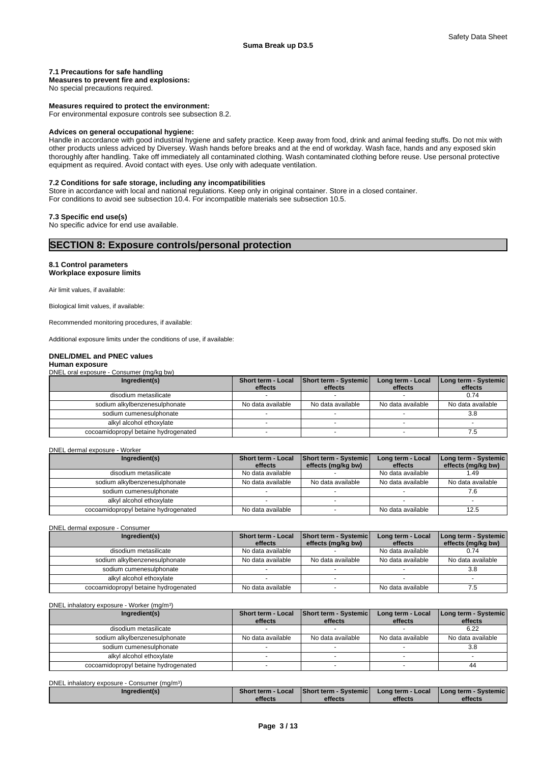### 7.1 Precautions for safe handling

**Measures to prevent fire and explosions:**
No special precautions required.

**Measures required to protect the environment:**
For environmental exposure controls see subsection 8.2.

**Advices on general occupational hygiene:**
Handle in accordance with good industrial hygiene and safety practice. Keep away from food, drink and animal feeding stuffs. Do not mix with other products unless adviced by Diversey. Wash hands before breaks and at the end of workday. Wash face, hands and any exposed skin thoroughly after handling. Take off immediately all contaminated clothing. Wash contaminated clothing before reuse. Use personal protective equipment as required. Avoid contact with eyes. Use only with adequate ventilation.

### 7.2 Conditions for safe storage, including any incompatibilities

Store in accordance with local and national regulations. Keep only in original container. Store in a closed container.
For conditions to avoid see subsection 10.4. For incompatible materials see subsection 10.5.

### 7.3 Specific end use(s)

No specific advice for end use available.

## SECTION 8: Exposure controls/personal protection

### 8.1 Control parameters

**Workplace exposure limits**

Air limit values, if available:

Biological limit values, if available:

Recommended monitoring procedures, if available:

Additional exposure limits under the conditions of use, if available:

**DNEL/DMEL and PNEC values**

**Human exposure**

DNEL oral exposure - Consumer (mg/kg bw)

| Ingredient(s) | Short term - Local effects | Short term - Systemic effects | Long term - Local effects | Long term - Systemic effects |
|---|---|---|---|---|
| disodium metasilicate | - | - | - | 0.74 |
| sodium alkylbenzenesulphonate | No data available | No data available | No data available | No data available |
| sodium cumenesulphonate | - | - | - | 3.8 |
| alkyl alcohol ethoxylate | - | - | - | - |
| cocoamidopropyl betaine hydrogenated | - | - | - | 7.5 |

DNEL dermal exposure - Worker

| Ingredient(s) | Short term - Local effects | Short term - Systemic effects (mg/kg bw) | Long term - Local effects | Long term - Systemic effects (mg/kg bw) |
|---|---|---|---|---|
| disodium metasilicate | No data available | - | No data available | 1.49 |
| sodium alkylbenzenesulphonate | No data available | No data available | No data available | No data available |
| sodium cumenesulphonate | - | - | - | 7.6 |
| alkyl alcohol ethoxylate | - | - | - | - |
| cocoamidopropyl betaine hydrogenated | No data available | - | No data available | 12.5 |

DNEL dermal exposure - Consumer

| Ingredient(s) | Short term - Local effects | Short term - Systemic effects (mg/kg bw) | Long term - Local effects | Long term - Systemic effects (mg/kg bw) |
|---|---|---|---|---|
| disodium metasilicate | No data available | - | No data available | 0.74 |
| sodium alkylbenzenesulphonate | No data available | No data available | No data available | No data available |
| sodium cumenesulphonate | - | - | - | 3.8 |
| alkyl alcohol ethoxylate | - | - | - | - |
| cocoamidopropyl betaine hydrogenated | No data available | - | No data available | 7.5 |

DNEL inhalatory exposure - Worker (mg/m³)

| Ingredient(s) | Short term - Local effects | Short term - Systemic effects | Long term - Local effects | Long term - Systemic effects |
|---|---|---|---|---|
| disodium metasilicate | - | - | - | 6.22 |
| sodium alkylbenzenesulphonate | No data available | No data available | No data available | No data available |
| sodium cumenesulphonate | - | - | - | 3.8 |
| alkyl alcohol ethoxylate | - | - | - | - |
| cocoamidopropyl betaine hydrogenated | - | - | - | 44 |

DNEL inhalatory exposure - Consumer (mg/m³)

| Ingredient(s) | Short term - Local effects | Short term - Systemic effects | Long term - Local effects | Long term - Systemic effects |
|---|---|---|---|---|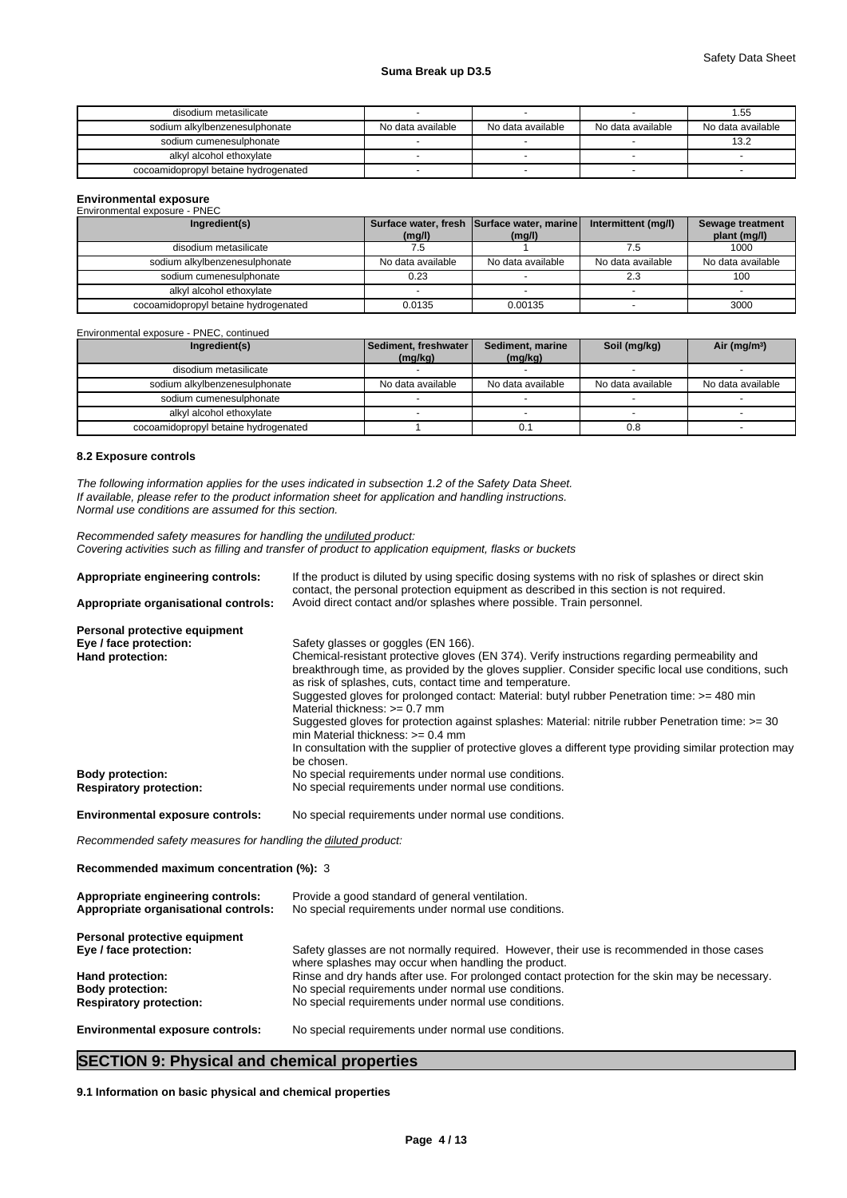| disodium metasilicate | - | - | - | 1.55 |
|---|---|---|---|---|
| sodium alkylbenzenesulphonate | No data available | No data available | No data available | No data available |
| sodium cumenesulphonate | - | - | - | 13.2 |
| alkyl alcohol ethoxylate | - | - | - | - |
| cocoamidopropyl betaine hydrogenated | - | - | - | - |

**Environmental exposure**

Environmental exposure - PNEC

| Ingredient(s) | Surface water, fresh (mg/l) | Surface water, marine (mg/l) | Intermittent (mg/l) | Sewage treatment plant (mg/l) |
|---|---|---|---|---|
| disodium metasilicate | 7.5 | 1 | 7.5 | 1000 |
| sodium alkylbenzenesulphonate | No data available | No data available | No data available | No data available |
| sodium cumenesulphonate | 0.23 | - | 2.3 | 100 |
| alkyl alcohol ethoxylate | - | - | - | - |
| cocoamidopropyl betaine hydrogenated | 0.0135 | 0.00135 | - | 3000 |

Environmental exposure - PNEC, continued

| Ingredient(s) | Sediment, freshwater (mg/kg) | Sediment, marine (mg/kg) | Soil (mg/kg) | Air (mg/m³) |
|---|---|---|---|---|
| disodium metasilicate | - | - | - | - |
| sodium alkylbenzenesulphonate | No data available | No data available | No data available | No data available |
| sodium cumenesulphonate | - | - | - | - |
| alkyl alcohol ethoxylate | - | - | - | - |
| cocoamidopropyl betaine hydrogenated | 1 | 0.1 | 0.8 | - |

### 8.2 Exposure controls

*The following information applies for the uses indicated in subsection 1.2 of the Safety Data Sheet.*
*If available, please refer to the product information sheet for application and handling instructions.*
*Normal use conditions are assumed for this section.*

*Recommended safety measures for handling the undiluted product:*
*Covering activities such as filling and transfer of product to application equipment, flasks or buckets*

**Appropriate engineering controls:** If the product is diluted by using specific dosing systems with no risk of splashes or direct skin contact, the personal protection equipment as described in this section is not required.

**Appropriate organisational controls:** Avoid direct contact and/or splashes where possible. Train personnel.

**Personal protective equipment**

**Eye / face protection:** Safety glasses or goggles (EN 166).

**Hand protection:** Chemical-resistant protective gloves (EN 374). Verify instructions regarding permeability and breakthrough time, as provided by the gloves supplier. Consider specific local use conditions, such as risk of splashes, cuts, contact time and temperature.
Suggested gloves for prolonged contact: Material: butyl rubber Penetration time: >= 480 min Material thickness: >= 0.7 mm
Suggested gloves for protection against splashes: Material: nitrile rubber Penetration time: >= 30 min Material thickness: >= 0.4 mm
In consultation with the supplier of protective gloves a different type providing similar protection may be chosen.

**Body protection:** No special requirements under normal use conditions.

**Respiratory protection:** No special requirements under normal use conditions.

**Environmental exposure controls:** No special requirements under normal use conditions.

*Recommended safety measures for handling the diluted product:*

**Recommended maximum concentration (%):** 3

**Appropriate engineering controls:** Provide a good standard of general ventilation.

**Appropriate organisational controls:** No special requirements under normal use conditions.

**Personal protective equipment**

**Eye / face protection:** Safety glasses are not normally required. However, their use is recommended in those cases where splashes may occur when handling the product.

**Hand protection:** Rinse and dry hands after use. For prolonged contact protection for the skin may be necessary.

**Body protection:** No special requirements under normal use conditions.

**Respiratory protection:** No special requirements under normal use conditions.

**Environmental exposure controls:** No special requirements under normal use conditions.

## SECTION 9: Physical and chemical properties

### 9.1 Information on basic physical and chemical properties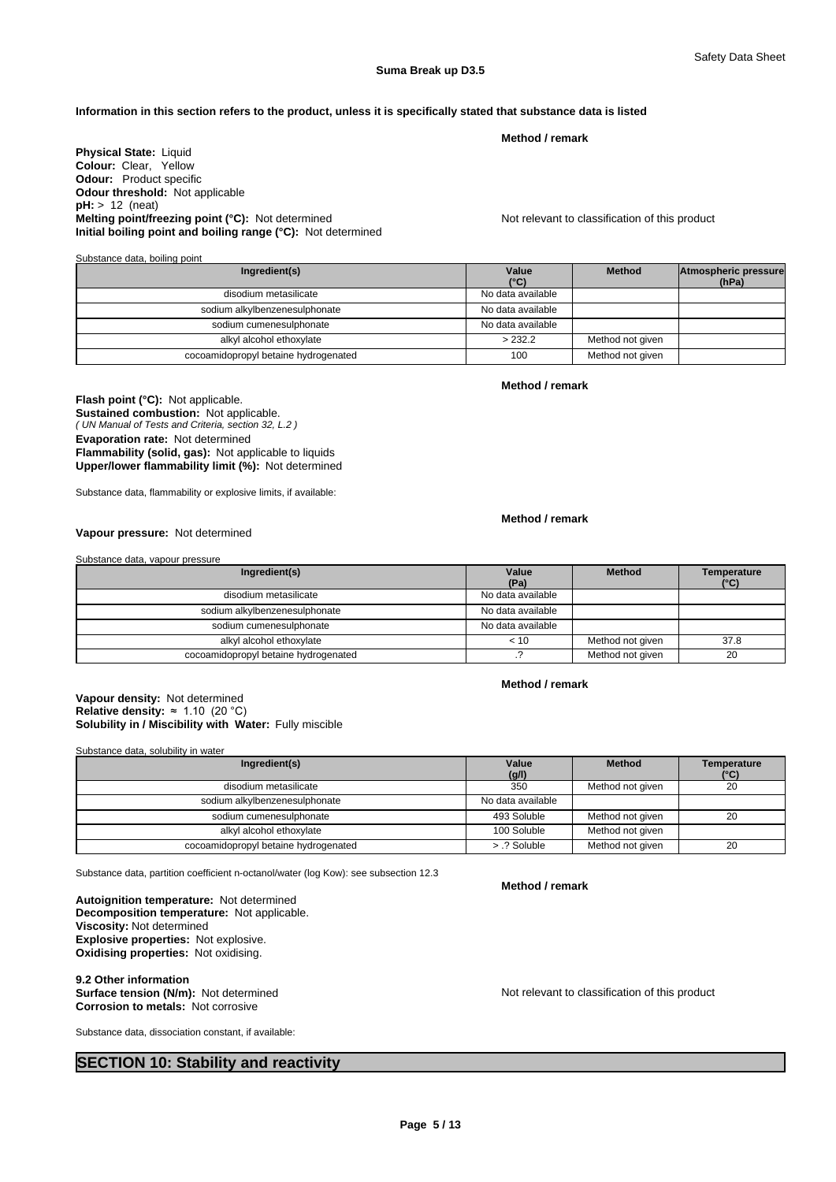**Information in this section refers to the product, unless it is specifically stated that substance data is listed**

**Method / remark**

**Physical State:** Liquid
**Colour:** Clear, Yellow
**Odour:** Product specific
**Odour threshold:** Not applicable
**pH:** > 12 (neat)
**Melting point/freezing point (°C):** Not determined — Not relevant to classification of this product
**Initial boiling point and boiling range (°C):** Not determined

Substance data, boiling point

| Ingredient(s) | Value (°C) | Method | Atmospheric pressure (hPa) |
|---|---|---|---|
| disodium metasilicate | No data available | | |
| sodium alkylbenzenesulphonate | No data available | | |
| sodium cumenesulphonate | No data available | | |
| alkyl alcohol ethoxylate | > 232.2 | Method not given | |
| cocoamidopropyl betaine hydrogenated | 100 | Method not given | |

**Method / remark**

**Flash point (°C):** Not applicable.
**Sustained combustion:** Not applicable.
*( UN Manual of Tests and Criteria, section 32, L.2 )*
**Evaporation rate:** Not determined
**Flammability (solid, gas):** Not applicable to liquids
**Upper/lower flammability limit (%):** Not determined

Substance data, flammability or explosive limits, if available:

**Method / remark**

**Vapour pressure:** Not determined

Substance data, vapour pressure

| Ingredient(s) | Value (Pa) | Method | Temperature (°C) |
|---|---|---|---|
| disodium metasilicate | No data available | | |
| sodium alkylbenzenesulphonate | No data available | | |
| sodium cumenesulphonate | No data available | | |
| alkyl alcohol ethoxylate | < 10 | Method not given | 37.8 |
| cocoamidopropyl betaine hydrogenated | .? | Method not given | 20 |

**Method / remark**

**Vapour density:** Not determined
**Relative density:** ≈ 1.10 (20 °C)
**Solubility in / Miscibility with Water:** Fully miscible

Substance data, solubility in water

| Ingredient(s) | Value (g/l) | Method | Temperature (°C) |
|---|---|---|---|
| disodium metasilicate | 350 | Method not given | 20 |
| sodium alkylbenzenesulphonate | No data available | | |
| sodium cumenesulphonate | 493 Soluble | Method not given | 20 |
| alkyl alcohol ethoxylate | 100 Soluble | Method not given | |
| cocoamidopropyl betaine hydrogenated | > .? Soluble | Method not given | 20 |

Substance data, partition coefficient n-octanol/water (log Kow): see subsection 12.3

**Method / remark**

**Autoignition temperature:** Not determined
**Decomposition temperature:** Not applicable.
**Viscosity:** Not determined
**Explosive properties:** Not explosive.
**Oxidising properties:** Not oxidising.

**9.2 Other information**
**Surface tension (N/m):** Not determined — Not relevant to classification of this product
**Corrosion to metals:** Not corrosive

Substance data, dissociation constant, if available:

## SECTION 10: Stability and reactivity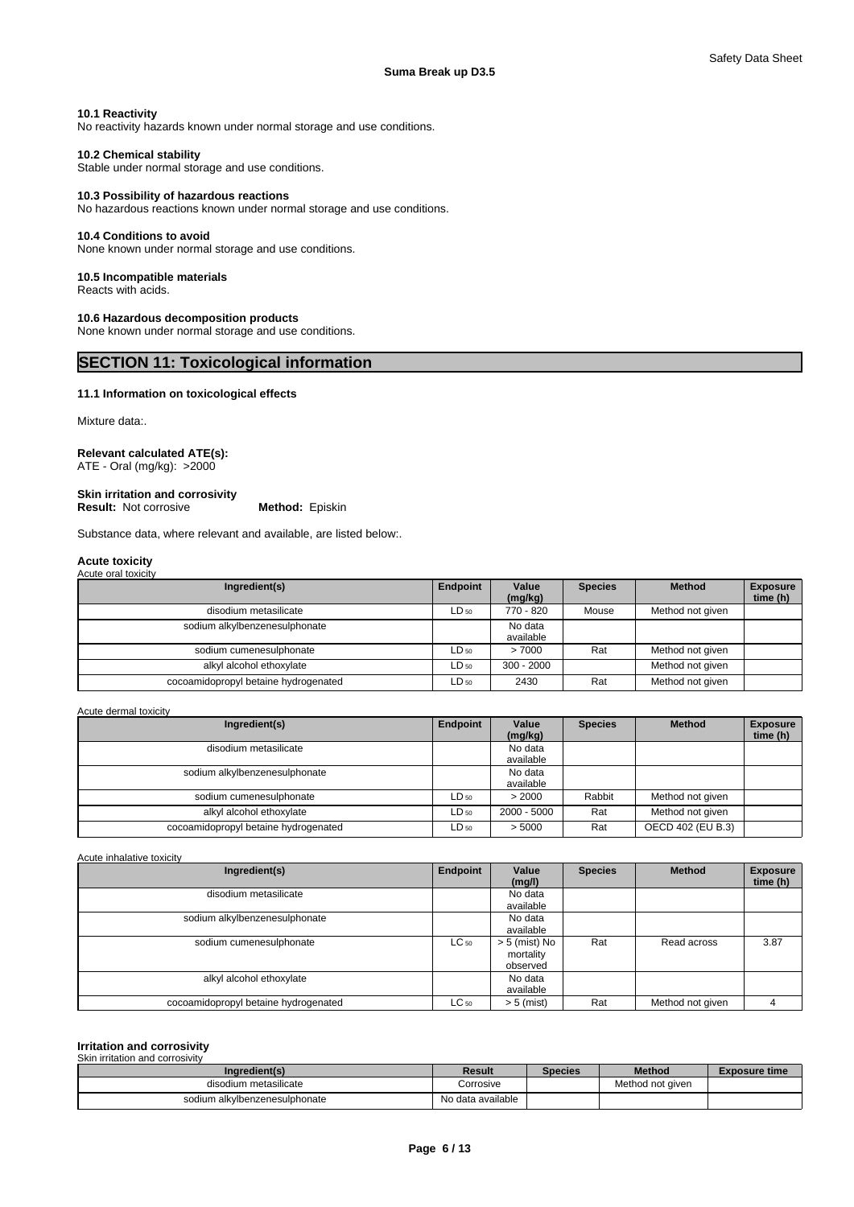#### 10.1 Reactivity
No reactivity hazards known under normal storage and use conditions.

#### 10.2 Chemical stability
Stable under normal storage and use conditions.

#### 10.3 Possibility of hazardous reactions
No hazardous reactions known under normal storage and use conditions.

#### 10.4 Conditions to avoid
None known under normal storage and use conditions.

#### 10.5 Incompatible materials
Reacts with acids.

#### 10.6 Hazardous decomposition products
None known under normal storage and use conditions.

## SECTION 11: Toxicological information

#### 11.1 Information on toxicological effects

Mixture data:.

**Relevant calculated ATE(s):**
ATE - Oral (mg/kg): >2000

**Skin irritation and corrosivity**
**Result:** Not corrosive **Method:** Episkin

Substance data, where relevant and available, are listed below:.

**Acute toxicity**
Acute oral toxicity

| Ingredient(s) | Endpoint | Value (mg/kg) | Species | Method | Exposure time (h) |
|---|---|---|---|---|---|
| disodium metasilicate | $LD_{50}$ | 770 - 820 | Mouse | Method not given | |
| sodium alkylbenzenesulphonate | | No data available | | | |
| sodium cumenesulphonate | $LD_{50}$ | > 7000 | Rat | Method not given | |
| alkyl alcohol ethoxylate | $LD_{50}$ | 300 - 2000 | | Method not given | |
| cocoamidopropyl betaine hydrogenated | $LD_{50}$ | 2430 | Rat | Method not given | |

Acute dermal toxicity

| Ingredient(s) | Endpoint | Value (mg/kg) | Species | Method | Exposure time (h) |
|---|---|---|---|---|---|
| disodium metasilicate | | No data available | | | |
| sodium alkylbenzenesulphonate | | No data available | | | |
| sodium cumenesulphonate | $LD_{50}$ | > 2000 | Rabbit | Method not given | |
| alkyl alcohol ethoxylate | $LD_{50}$ | 2000 - 5000 | Rat | Method not given | |
| cocoamidopropyl betaine hydrogenated | $LD_{50}$ | > 5000 | Rat | OECD 402 (EU B.3) | |

Acute inhalative toxicity

| Ingredient(s) | Endpoint | Value (mg/l) | Species | Method | Exposure time (h) |
|---|---|---|---|---|---|
| disodium metasilicate | | No data available | | | |
| sodium alkylbenzenesulphonate | | No data available | | | |
| sodium cumenesulphonate | $LC_{50}$ | > 5 (mist) No mortality observed | Rat | Read across | 3.87 |
| alkyl alcohol ethoxylate | | No data available | | | |
| cocoamidopropyl betaine hydrogenated | $LC_{50}$ | > 5 (mist) | Rat | Method not given | 4 |

**Irritation and corrosivity**
Skin irritation and corrosivity

| Ingredient(s) | Result | Species | Method | Exposure time |
|---|---|---|---|---|
| disodium metasilicate | Corrosive | | Method not given | |
| sodium alkylbenzenesulphonate | No data available | | | |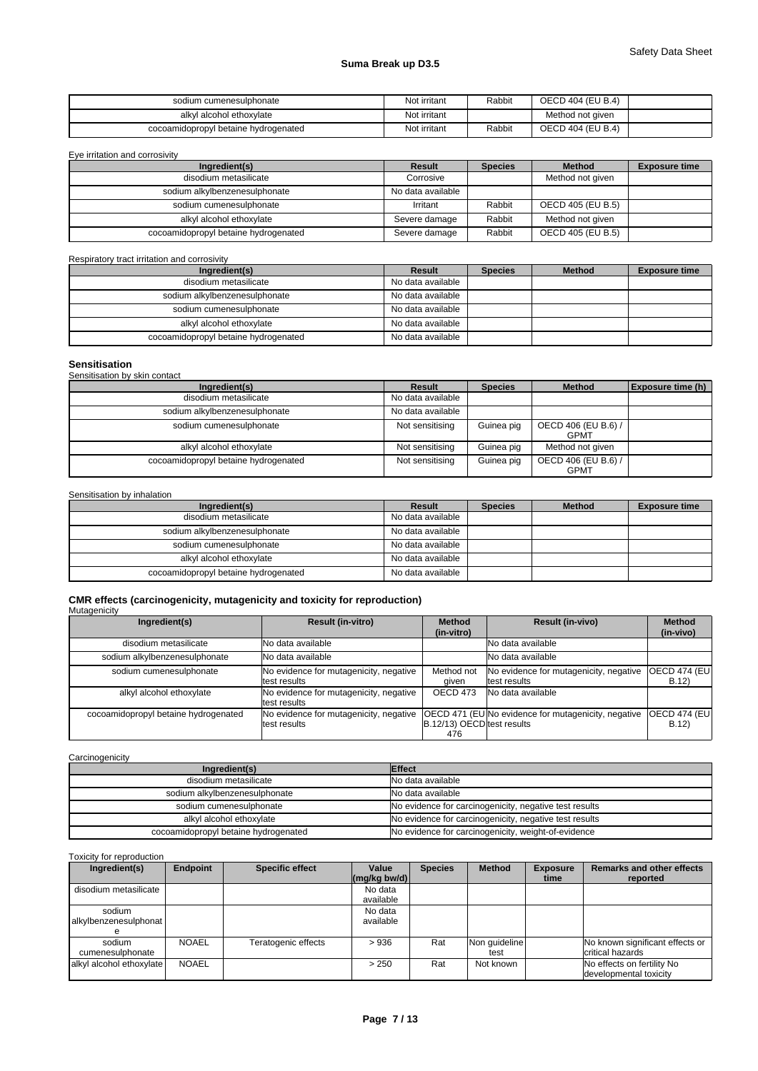| sodium cumenesulphonate | Not irritant | Rabbit | OECD 404 (EU B.4) | |
|---|---|---|---|---|
| alkyl alcohol ethoxylate | Not irritant | | Method not given | |
| cocoamidopropyl betaine hydrogenated | Not irritant | Rabbit | OECD 404 (EU B.4) | |

Eye irritation and corrosivity

| Ingredient(s) | Result | Species | Method | Exposure time |
|---|---|---|---|---|
| disodium metasilicate | Corrosive | | Method not given | |
| sodium alkylbenzenesulphonate | No data available | | | |
| sodium cumenesulphonate | Irritant | Rabbit | OECD 405 (EU B.5) | |
| alkyl alcohol ethoxylate | Severe damage | Rabbit | Method not given | |
| cocoamidopropyl betaine hydrogenated | Severe damage | Rabbit | OECD 405 (EU B.5) | |

Respiratory tract irritation and corrosivity

| Ingredient(s) | Result | Species | Method | Exposure time |
|---|---|---|---|---|
| disodium metasilicate | No data available | | | |
| sodium alkylbenzenesulphonate | No data available | | | |
| sodium cumenesulphonate | No data available | | | |
| alkyl alcohol ethoxylate | No data available | | | |
| cocoamidopropyl betaine hydrogenated | No data available | | | |

## Sensitisation

Sensitisation by skin contact

| Ingredient(s) | Result | Species | Method | Exposure time (h) |
|---|---|---|---|---|
| disodium metasilicate | No data available | | | |
| sodium alkylbenzenesulphonate | No data available | | | |
| sodium cumenesulphonate | Not sensitising | Guinea pig | OECD 406 (EU B.6) / GPMT | |
| alkyl alcohol ethoxylate | Not sensitising | Guinea pig | Method not given | |
| cocoamidopropyl betaine hydrogenated | Not sensitising | Guinea pig | OECD 406 (EU B.6) / GPMT | |

Sensitisation by inhalation

| Ingredient(s) | Result | Species | Method | Exposure time |
|---|---|---|---|---|
| disodium metasilicate | No data available | | | |
| sodium alkylbenzenesulphonate | No data available | | | |
| sodium cumenesulphonate | No data available | | | |
| alkyl alcohol ethoxylate | No data available | | | |
| cocoamidopropyl betaine hydrogenated | No data available | | | |

## CMR effects (carcinogenicity, mutagenicity and toxicity for reproduction)

Mutagenicity

| Ingredient(s) | Result (in-vitro) | Method (in-vitro) | Result (in-vivo) | Method (in-vivo) |
|---|---|---|---|---|
| disodium metasilicate | No data available | | No data available | |
| sodium alkylbenzenesulphonate | No data available | | No data available | |
| sodium cumenesulphonate | No evidence for mutagenicity, negative test results | Method not given | No evidence for mutagenicity, negative test results | OECD 474 (EU B.12) |
| alkyl alcohol ethoxylate | No evidence for mutagenicity, negative test results | OECD 473 | No data available | |
| cocoamidopropyl betaine hydrogenated | No evidence for mutagenicity, negative test results | OECD 471 (EU B.12/13) OECD 476 | No evidence for mutagenicity, negative test results | OECD 474 (EU B.12) |

Carcinogenicity

| Ingredient(s) | Effect |
|---|---|
| disodium metasilicate | No data available |
| sodium alkylbenzenesulphonate | No data available |
| sodium cumenesulphonate | No evidence for carcinogenicity, negative test results |
| alkyl alcohol ethoxylate | No evidence for carcinogenicity, negative test results |
| cocoamidopropyl betaine hydrogenated | No evidence for carcinogenicity, weight-of-evidence |

Toxicity for reproduction

| Ingredient(s) | Endpoint | Specific effect | Value (mg/kg bw/d) | Species | Method | Exposure time | Remarks and other effects reported |
|---|---|---|---|---|---|---|---|
| disodium metasilicate | | | No data available | | | | |
| sodium alkylbenzenesulphonate | | | No data available | | | | |
| sodium cumenesulphonate | NOAEL | Teratogenic effects | > 936 | Rat | Non guideline test | | No known significant effects or critical hazards |
| alkyl alcohol ethoxylate | NOAEL | | > 250 | Rat | Not known | | No effects on fertility No developmental toxicity |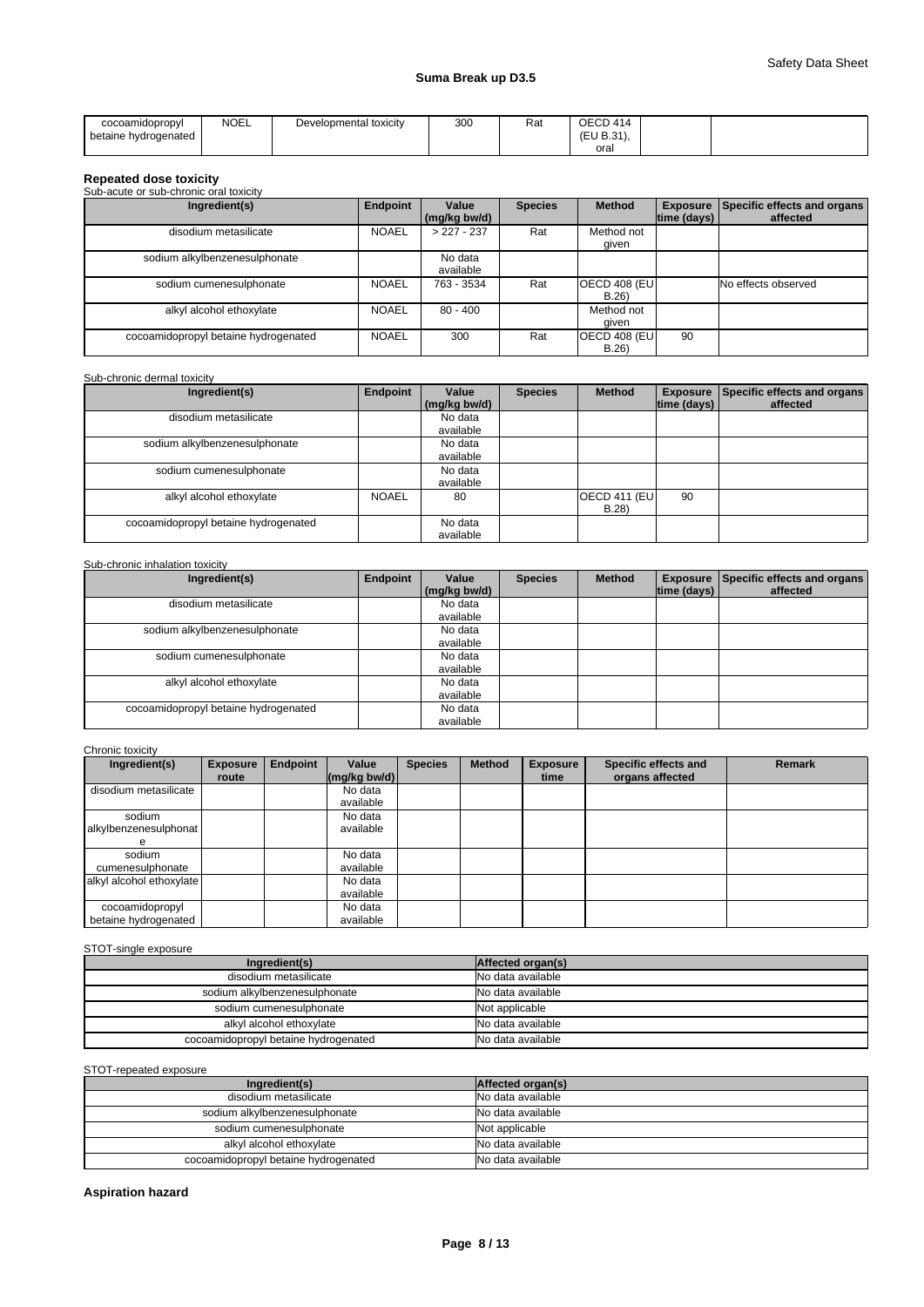| cocoamidopropyl betaine hydrogenated | NOEL | Developmental toxicity | 300 | Rat | OECD 414 (EU B.31), oral | | |
|---|---|---|---|---|---|---|---|

**Repeated dose toxicity**

Sub-acute or sub-chronic oral toxicity

| Ingredient(s) | Endpoint | Value (mg/kg bw/d) | Species | Method | Exposure time (days) | Specific effects and organs affected |
|---|---|---|---|---|---|---|
| disodium metasilicate | NOAEL | > 227 - 237 | Rat | Method not given | | |
| sodium alkylbenzenesulphonate | | No data available | | | | |
| sodium cumenesulphonate | NOAEL | 763 - 3534 | Rat | OECD 408 (EU B.26) | | No effects observed |
| alkyl alcohol ethoxylate | NOAEL | 80 - 400 | | Method not given | | |
| cocoamidopropyl betaine hydrogenated | NOAEL | 300 | Rat | OECD 408 (EU B.26) | 90 | |

Sub-chronic dermal toxicity

| Ingredient(s) | Endpoint | Value (mg/kg bw/d) | Species | Method | Exposure time (days) | Specific effects and organs affected |
|---|---|---|---|---|---|---|
| disodium metasilicate | | No data available | | | | |
| sodium alkylbenzenesulphonate | | No data available | | | | |
| sodium cumenesulphonate | | No data available | | | | |
| alkyl alcohol ethoxylate | NOAEL | 80 | | OECD 411 (EU B.28) | 90 | |
| cocoamidopropyl betaine hydrogenated | | No data available | | | | |

Sub-chronic inhalation toxicity

| Ingredient(s) | Endpoint | Value (mg/kg bw/d) | Species | Method | Exposure time (days) | Specific effects and organs affected |
|---|---|---|---|---|---|---|
| disodium metasilicate | | No data available | | | | |
| sodium alkylbenzenesulphonate | | No data available | | | | |
| sodium cumenesulphonate | | No data available | | | | |
| alkyl alcohol ethoxylate | | No data available | | | | |
| cocoamidopropyl betaine hydrogenated | | No data available | | | | |

Chronic toxicity

| Ingredient(s) | Exposure route | Endpoint | Value (mg/kg bw/d) | Species | Method | Exposure time | Specific effects and organs affected | Remark |
|---|---|---|---|---|---|---|---|---|
| disodium metasilicate | | | No data available | | | | | |
| sodium alkylbenzenesulphonate | | | No data available | | | | | |
| sodium cumenesulphonate | | | No data available | | | | | |
| alkyl alcohol ethoxylate | | | No data available | | | | | |
| cocoamidopropyl betaine hydrogenated | | | No data available | | | | | |

STOT-single exposure

| Ingredient(s) | Affected organ(s) |
|---|---|
| disodium metasilicate | No data available |
| sodium alkylbenzenesulphonate | No data available |
| sodium cumenesulphonate | Not applicable |
| alkyl alcohol ethoxylate | No data available |
| cocoamidopropyl betaine hydrogenated | No data available |

STOT-repeated exposure

| Ingredient(s) | Affected organ(s) |
|---|---|
| disodium metasilicate | No data available |
| sodium alkylbenzenesulphonate | No data available |
| sodium cumenesulphonate | Not applicable |
| alkyl alcohol ethoxylate | No data available |
| cocoamidopropyl betaine hydrogenated | No data available |

**Aspiration hazard**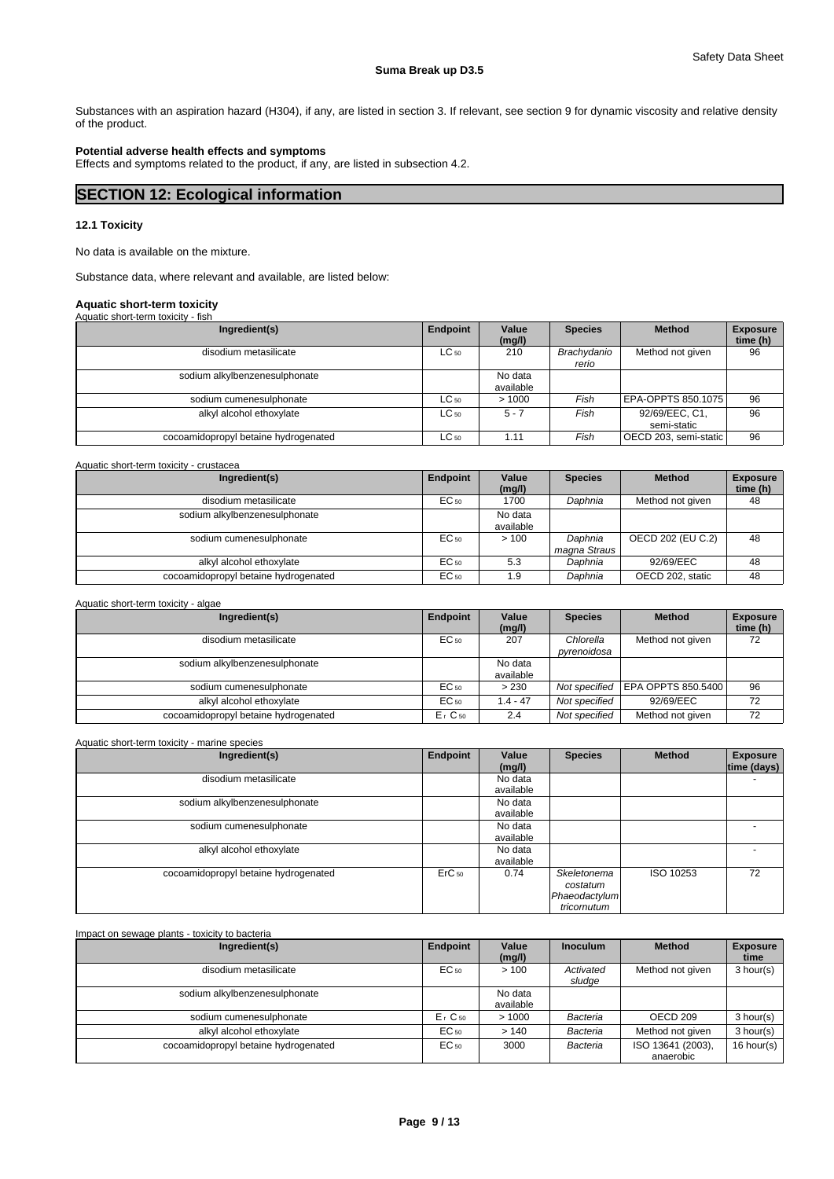Substances with an aspiration hazard (H304), if any, are listed in section 3. If relevant, see section 9 for dynamic viscosity and relative density of the product.

**Potential adverse health effects and symptoms**

Effects and symptoms related to the product, if any, are listed in subsection 4.2.

# SECTION 12: Ecological information

### 12.1 Toxicity

No data is available on the mixture.

Substance data, where relevant and available, are listed below:

**Aquatic short-term toxicity**

Aquatic short-term toxicity - fish

| Ingredient(s) | Endpoint | Value (mg/l) | Species | Method | Exposure time (h) |
|---|---|---|---|---|---|
| disodium metasilicate | $LC_{50}$ | 210 | *Brachydanio rerio* | Method not given | 96 |
| sodium alkylbenzenesulphonate | | No data available | | | |
| sodium cumenesulphonate | $LC_{50}$ | > 1000 | *Fish* | EPA-OPPTS 850.1075 | 96 |
| alkyl alcohol ethoxylate | $LC_{50}$ | 5 - 7 | *Fish* | 92/69/EEC, C1, semi-static | 96 |
| cocoamidopropyl betaine hydrogenated | $LC_{50}$ | 1.11 | *Fish* | OECD 203, semi-static | 96 |

Aquatic short-term toxicity - crustacea

| Ingredient(s) | Endpoint | Value (mg/l) | Species | Method | Exposure time (h) |
|---|---|---|---|---|---|
| disodium metasilicate | $EC_{50}$ | 1700 | *Daphnia* | Method not given | 48 |
| sodium alkylbenzenesulphonate | | No data available | | | |
| sodium cumenesulphonate | $EC_{50}$ | > 100 | *Daphnia magna Straus* | OECD 202 (EU C.2) | 48 |
| alkyl alcohol ethoxylate | $EC_{50}$ | 5.3 | *Daphnia* | 92/69/EEC | 48 |
| cocoamidopropyl betaine hydrogenated | $EC_{50}$ | 1.9 | *Daphnia* | OECD 202, static | 48 |

Aquatic short-term toxicity - algae

| Ingredient(s) | Endpoint | Value (mg/l) | Species | Method | Exposure time (h) |
|---|---|---|---|---|---|
| disodium metasilicate | $EC_{50}$ | 207 | *Chlorella pyrenoidosa* | Method not given | 72 |
| sodium alkylbenzenesulphonate | | No data available | | | |
| sodium cumenesulphonate | $EC_{50}$ | > 230 | *Not specified* | EPA OPPTS 850.5400 | 96 |
| alkyl alcohol ethoxylate | $EC_{50}$ | 1.4 - 47 | *Not specified* | 92/69/EEC | 72 |
| cocoamidopropyl betaine hydrogenated | $E_rC_{50}$ | 2.4 | *Not specified* | Method not given | 72 |

Aquatic short-term toxicity - marine species

| Ingredient(s) | Endpoint | Value (mg/l) | Species | Method | Exposure time (days) |
|---|---|---|---|---|---|
| disodium metasilicate | | No data available | | | - |
| sodium alkylbenzenesulphonate | | No data available | | | |
| sodium cumenesulphonate | | No data available | | | - |
| alkyl alcohol ethoxylate | | No data available | | | - |
| cocoamidopropyl betaine hydrogenated | $ErC_{50}$ | 0.74 | *Skeletonema costatum Phaeodactylum tricornutum* | ISO 10253 | 72 |

Impact on sewage plants - toxicity to bacteria

| Ingredient(s) | Endpoint | Value (mg/l) | Inoculum | Method | Exposure time |
|---|---|---|---|---|---|
| disodium metasilicate | $EC_{50}$ | > 100 | *Activated sludge* | Method not given | 3 hour(s) |
| sodium alkylbenzenesulphonate | | No data available | | | |
| sodium cumenesulphonate | $E_rC_{50}$ | > 1000 | *Bacteria* | OECD 209 | 3 hour(s) |
| alkyl alcohol ethoxylate | $EC_{50}$ | > 140 | *Bacteria* | Method not given | 3 hour(s) |
| cocoamidopropyl betaine hydrogenated | $EC_{50}$ | 3000 | *Bacteria* | ISO 13641 (2003), anaerobic | 16 hour(s) |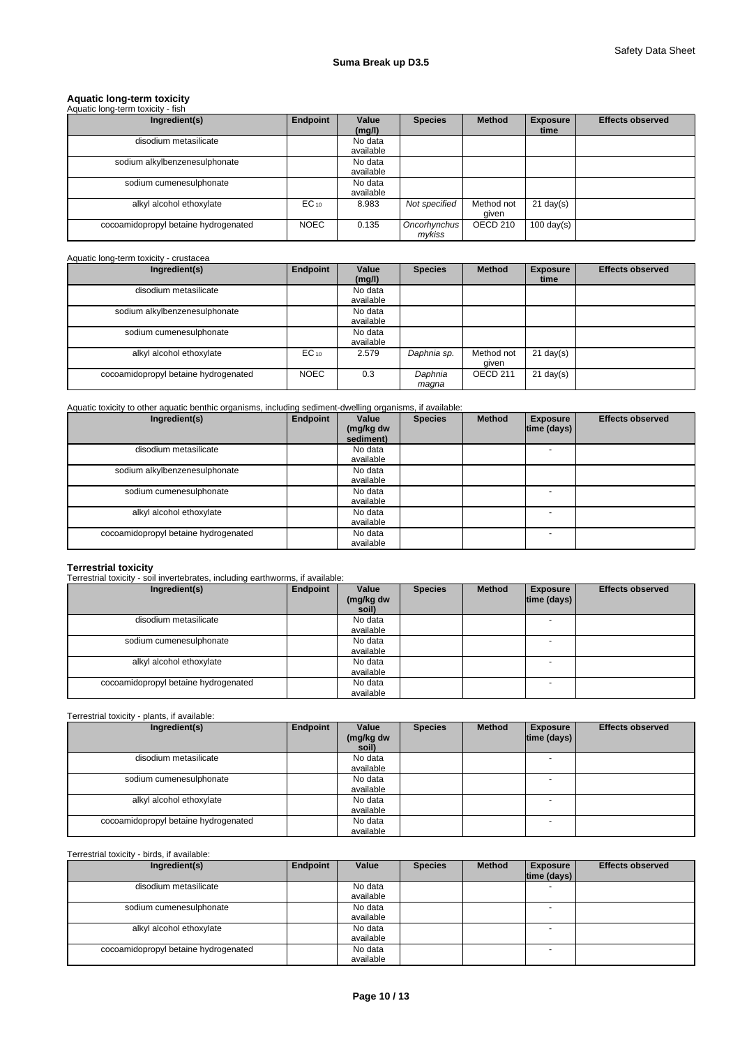**Aquatic long-term toxicity**

Aquatic long-term toxicity - fish

| Ingredient(s) | Endpoint | Value (mg/l) | Species | Method | Exposure time | Effects observed |
|---|---|---|---|---|---|---|
| disodium metasilicate | | No data available | | | | |
| sodium alkylbenzenesulphonate | | No data available | | | | |
| sodium cumenesulphonate | | No data available | | | | |
| alkyl alcohol ethoxylate | $EC_{10}$ | 8.983 | *Not specified* | Method not given | 21 day(s) | |
| cocoamidopropyl betaine hydrogenated | NOEC | 0.135 | *Oncorhynchus mykiss* | OECD 210 | 100 day(s) | |

Aquatic long-term toxicity - crustacea

| Ingredient(s) | Endpoint | Value (mg/l) | Species | Method | Exposure time | Effects observed |
|---|---|---|---|---|---|---|
| disodium metasilicate | | No data available | | | | |
| sodium alkylbenzenesulphonate | | No data available | | | | |
| sodium cumenesulphonate | | No data available | | | | |
| alkyl alcohol ethoxylate | $EC_{10}$ | 2.579 | *Daphnia sp.* | Method not given | 21 day(s) | |
| cocoamidopropyl betaine hydrogenated | NOEC | 0.3 | *Daphnia magna* | OECD 211 | 21 day(s) | |

Aquatic toxicity to other aquatic benthic organisms, including sediment-dwelling organisms, if available:

| Ingredient(s) | Endpoint | Value (mg/kg dw sediment) | Species | Method | Exposure time (days) | Effects observed |
|---|---|---|---|---|---|---|
| disodium metasilicate | | No data available | | | - | |
| sodium alkylbenzenesulphonate | | No data available | | | | |
| sodium cumenesulphonate | | No data available | | | - | |
| alkyl alcohol ethoxylate | | No data available | | | - | |
| cocoamidopropyl betaine hydrogenated | | No data available | | | - | |

**Terrestrial toxicity**

Terrestrial toxicity - soil invertebrates, including earthworms, if available:

| Ingredient(s) | Endpoint | Value (mg/kg dw soil) | Species | Method | Exposure time (days) | Effects observed |
|---|---|---|---|---|---|---|
| disodium metasilicate | | No data available | | | - | |
| sodium cumenesulphonate | | No data available | | | - | |
| alkyl alcohol ethoxylate | | No data available | | | - | |
| cocoamidopropyl betaine hydrogenated | | No data available | | | - | |

Terrestrial toxicity - plants, if available:

| Ingredient(s) | Endpoint | Value (mg/kg dw soil) | Species | Method | Exposure time (days) | Effects observed |
|---|---|---|---|---|---|---|
| disodium metasilicate | | No data available | | | - | |
| sodium cumenesulphonate | | No data available | | | - | |
| alkyl alcohol ethoxylate | | No data available | | | - | |
| cocoamidopropyl betaine hydrogenated | | No data available | | | - | |

Terrestrial toxicity - birds, if available:

| Ingredient(s) | Endpoint | Value | Species | Method | Exposure time (days) | Effects observed |
|---|---|---|---|---|---|---|
| disodium metasilicate | | No data available | | | - | |
| sodium cumenesulphonate | | No data available | | | - | |
| alkyl alcohol ethoxylate | | No data available | | | - | |
| cocoamidopropyl betaine hydrogenated | | No data available | | | - | |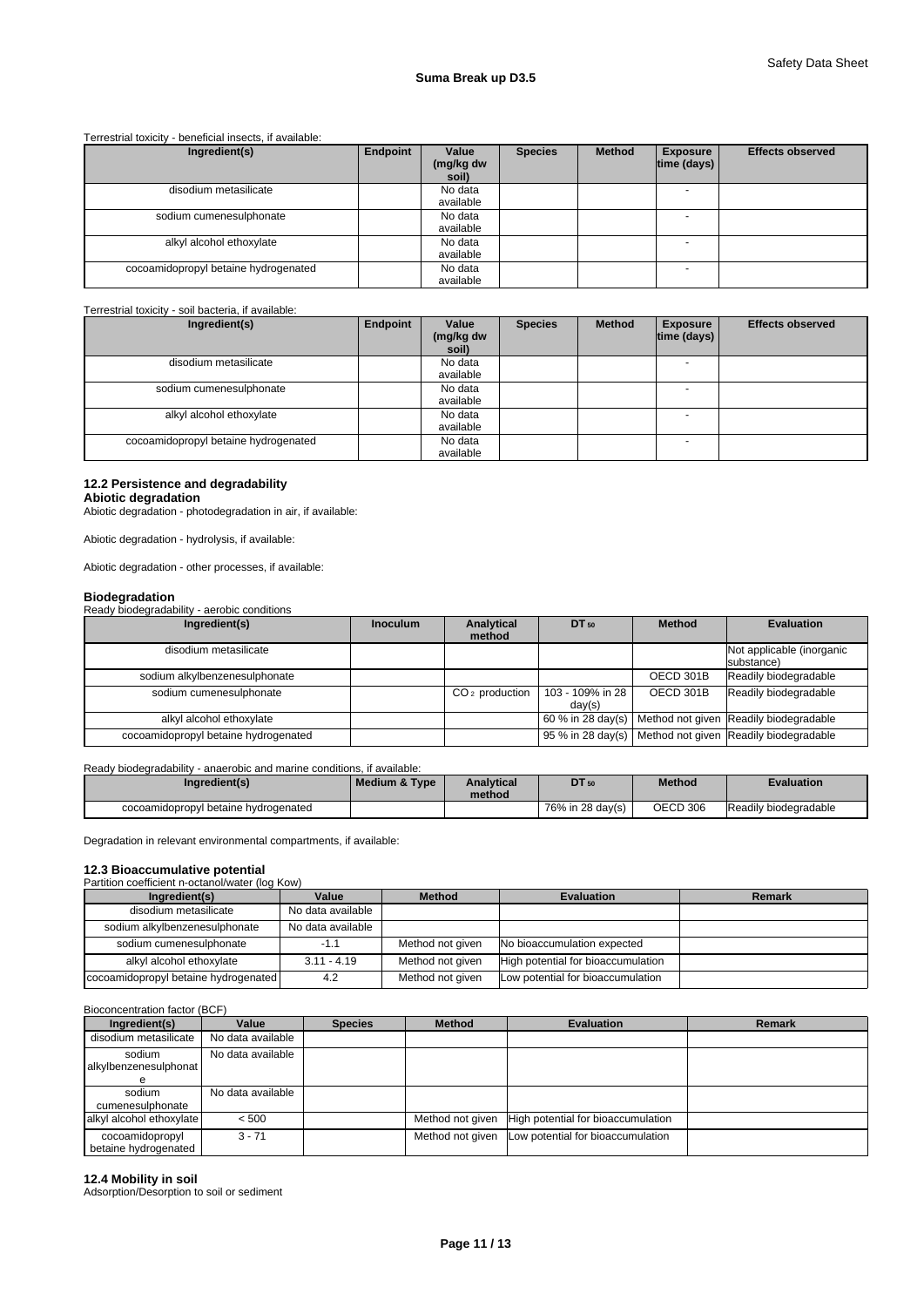Terrestrial toxicity - beneficial insects, if available:

| Ingredient(s) | Endpoint | Value (mg/kg dw soil) | Species | Method | Exposure time (days) | Effects observed |
|---|---|---|---|---|---|---|
| disodium metasilicate | | No data available | | | - | |
| sodium cumenesulphonate | | No data available | | | - | |
| alkyl alcohol ethoxylate | | No data available | | | - | |
| cocoamidopropyl betaine hydrogenated | | No data available | | | - | |

Terrestrial toxicity - soil bacteria, if available:

| Ingredient(s) | Endpoint | Value (mg/kg dw soil) | Species | Method | Exposure time (days) | Effects observed |
|---|---|---|---|---|---|---|
| disodium metasilicate | | No data available | | | - | |
| sodium cumenesulphonate | | No data available | | | - | |
| alkyl alcohol ethoxylate | | No data available | | | - | |
| cocoamidopropyl betaine hydrogenated | | No data available | | | - | |

## 12.2 Persistence and degradability

**Abiotic degradation**

Abiotic degradation - photodegradation in air, if available:

Abiotic degradation - hydrolysis, if available:

Abiotic degradation - other processes, if available:

**Biodegradation**

Ready biodegradability - aerobic conditions

| Ingredient(s) | Inoculum | Analytical method | $DT_{50}$ | Method | Evaluation |
|---|---|---|---|---|---|
| disodium metasilicate | | | | | Not applicable (inorganic substance) |
| sodium alkylbenzenesulphonate | | | | OECD 301B | Readily biodegradable |
| sodium cumenesulphonate | | $CO_2$ production | 103 - 109% in 28 day(s) | OECD 301B | Readily biodegradable |
| alkyl alcohol ethoxylate | | | 60 % in 28 day(s) | Method not given | Readily biodegradable |
| cocoamidopropyl betaine hydrogenated | | | 95 % in 28 day(s) | Method not given | Readily biodegradable |

Ready biodegradability - anaerobic and marine conditions, if available:

| Ingredient(s) | Medium & Type | Analytical method | $DT_{50}$ | Method | Evaluation |
|---|---|---|---|---|---|
| cocoamidopropyl betaine hydrogenated | | | 76% in 28 day(s) | OECD 306 | Readily biodegradable |

Degradation in relevant environmental compartments, if available:

## 12.3 Bioaccumulative potential

Partition coefficient n-octanol/water (log Kow)

| Ingredient(s) | Value | Method | Evaluation | Remark |
|---|---|---|---|---|
| disodium metasilicate | No data available | | | |
| sodium alkylbenzenesulphonate | No data available | | | |
| sodium cumenesulphonate | -1.1 | Method not given | No bioaccumulation expected | |
| alkyl alcohol ethoxylate | 3.11 - 4.19 | Method not given | High potential for bioaccumulation | |
| cocoamidopropyl betaine hydrogenated | 4.2 | Method not given | Low potential for bioaccumulation | |

Bioconcentration factor (BCF)

| Ingredient(s) | Value | Species | Method | Evaluation | Remark |
|---|---|---|---|---|---|
| disodium metasilicate | No data available | | | | |
| sodium alkylbenzenesulphonate | No data available | | | | |
| sodium cumenesulphonate | No data available | | | | |
| alkyl alcohol ethoxylate | < 500 | | Method not given | High potential for bioaccumulation | |
| cocoamidopropyl betaine hydrogenated | 3 - 71 | | Method not given | Low potential for bioaccumulation | |

## 12.4 Mobility in soil

Adsorption/Desorption to soil or sediment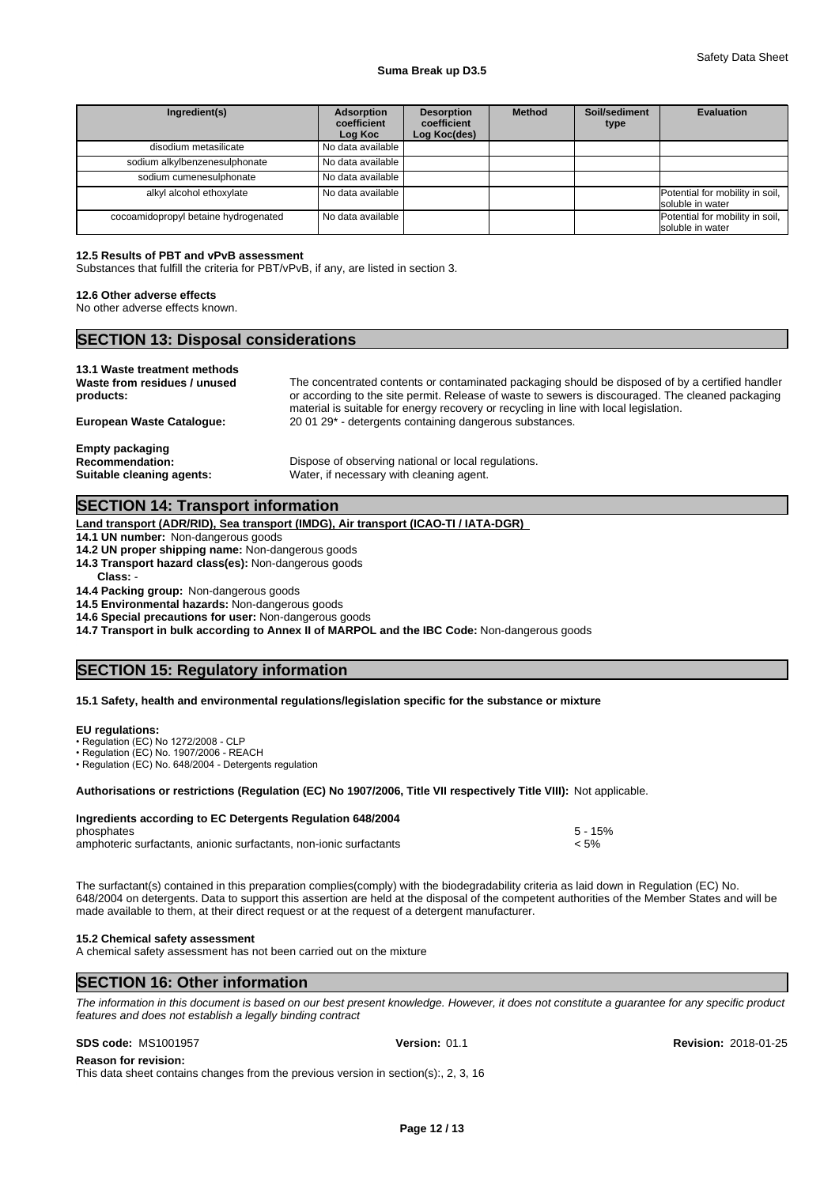| Ingredient(s) | Adsorption coefficient Log Koc | Desorption coefficient Log Koc(des) | Method | Soil/sediment type | Evaluation |
|---|---|---|---|---|---|
| disodium metasilicate | No data available | | | | |
| sodium alkylbenzenesulphonate | No data available | | | | |
| sodium cumenesulphonate | No data available | | | | |
| alkyl alcohol ethoxylate | No data available | | | | Potential for mobility in soil, soluble in water |
| cocoamidopropyl betaine hydrogenated | No data available | | | | Potential for mobility in soil, soluble in water |

**12.5 Results of PBT and vPvB assessment**
Substances that fulfill the criteria for PBT/vPvB, if any, are listed in section 3.

**12.6 Other adverse effects**
No other adverse effects known.

## SECTION 13: Disposal considerations

**13.1 Waste treatment methods**

**Waste from residues / unused products:** The concentrated contents or contaminated packaging should be disposed of by a certified handler or according to the site permit. Release of waste to sewers is discouraged. The cleaned packaging material is suitable for energy recovery or recycling in line with local legislation.

**European Waste Catalogue:** 20 01 29* - detergents containing dangerous substances.

**Empty packaging**

**Recommendation:** Dispose of observing national or local regulations.

**Suitable cleaning agents:** Water, if necessary with cleaning agent.

## SECTION 14: Transport information

**Land transport (ADR/RID), Sea transport (IMDG), Air transport (ICAO-TI / IATA-DGR)**

**14.1 UN number:** Non-dangerous goods
**14.2 UN proper shipping name:** Non-dangerous goods
**14.3 Transport hazard class(es):** Non-dangerous goods
**Class:** -
**14.4 Packing group:** Non-dangerous goods
**14.5 Environmental hazards:** Non-dangerous goods
**14.6 Special precautions for user:** Non-dangerous goods
**14.7 Transport in bulk according to Annex II of MARPOL and the IBC Code:** Non-dangerous goods

## SECTION 15: Regulatory information

**15.1 Safety, health and environmental regulations/legislation specific for the substance or mixture**

**EU regulations:**
- Regulation (EC) No 1272/2008 - CLP
- Regulation (EC) No. 1907/2006 - REACH
- Regulation (EC) No. 648/2004 - Detergents regulation

**Authorisations or restrictions (Regulation (EC) No 1907/2006, Title VII respectively Title VIII):** Not applicable.

**Ingredients according to EC Detergents Regulation 648/2004**

| | |
|---|---|
| phosphates | 5 - 15% |
| amphoteric surfactants, anionic surfactants, non-ionic surfactants | < 5% |

The surfactant(s) contained in this preparation complies(comply) with the biodegradability criteria as laid down in Regulation (EC) No. 648/2004 on detergents. Data to support this assertion are held at the disposal of the competent authorities of the Member States and will be made available to them, at their direct request or at the request of a detergent manufacturer.

**15.2 Chemical safety assessment**
A chemical safety assessment has not been carried out on the mixture

## SECTION 16: Other information

*The information in this document is based on our best present knowledge. However, it does not constitute a guarantee for any specific product features and does not establish a legally binding contract*

**SDS code:** MS1001957 **Version:** 01.1 **Revision:** 2018-01-25

**Reason for revision:**
This data sheet contains changes from the previous version in section(s):, 2, 3, 16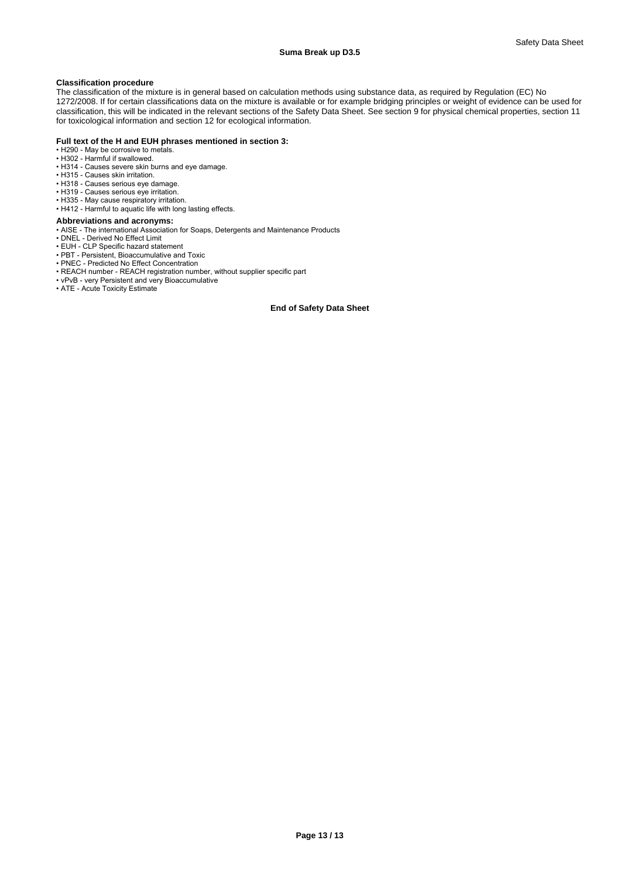**Classification procedure**

The classification of the mixture is in general based on calculation methods using substance data, as required by Regulation (EC) No 1272/2008. If for certain classifications data on the mixture is available or for example bridging principles or weight of evidence can be used for classification, this will be indicated in the relevant sections of the Safety Data Sheet. See section 9 for physical chemical properties, section 11 for toxicological information and section 12 for ecological information.

**Full text of the H and EUH phrases mentioned in section 3:**

- H290 - May be corrosive to metals.
- H302 - Harmful if swallowed.
- H314 - Causes severe skin burns and eye damage.
- H315 - Causes skin irritation.
- H318 - Causes serious eye damage.
- H319 - Causes serious eye irritation.
- H335 - May cause respiratory irritation.
- H412 - Harmful to aquatic life with long lasting effects.

**Abbreviations and acronyms:**

- AISE - The international Association for Soaps, Detergents and Maintenance Products
- DNEL - Derived No Effect Limit
- EUH - CLP Specific hazard statement
- PBT - Persistent, Bioaccumulative and Toxic
- PNEC - Predicted No Effect Concentration
- REACH number - REACH registration number, without supplier specific part
- vPvB - very Persistent and very Bioaccumulative
- ATE - Acute Toxicity Estimate

**End of Safety Data Sheet**